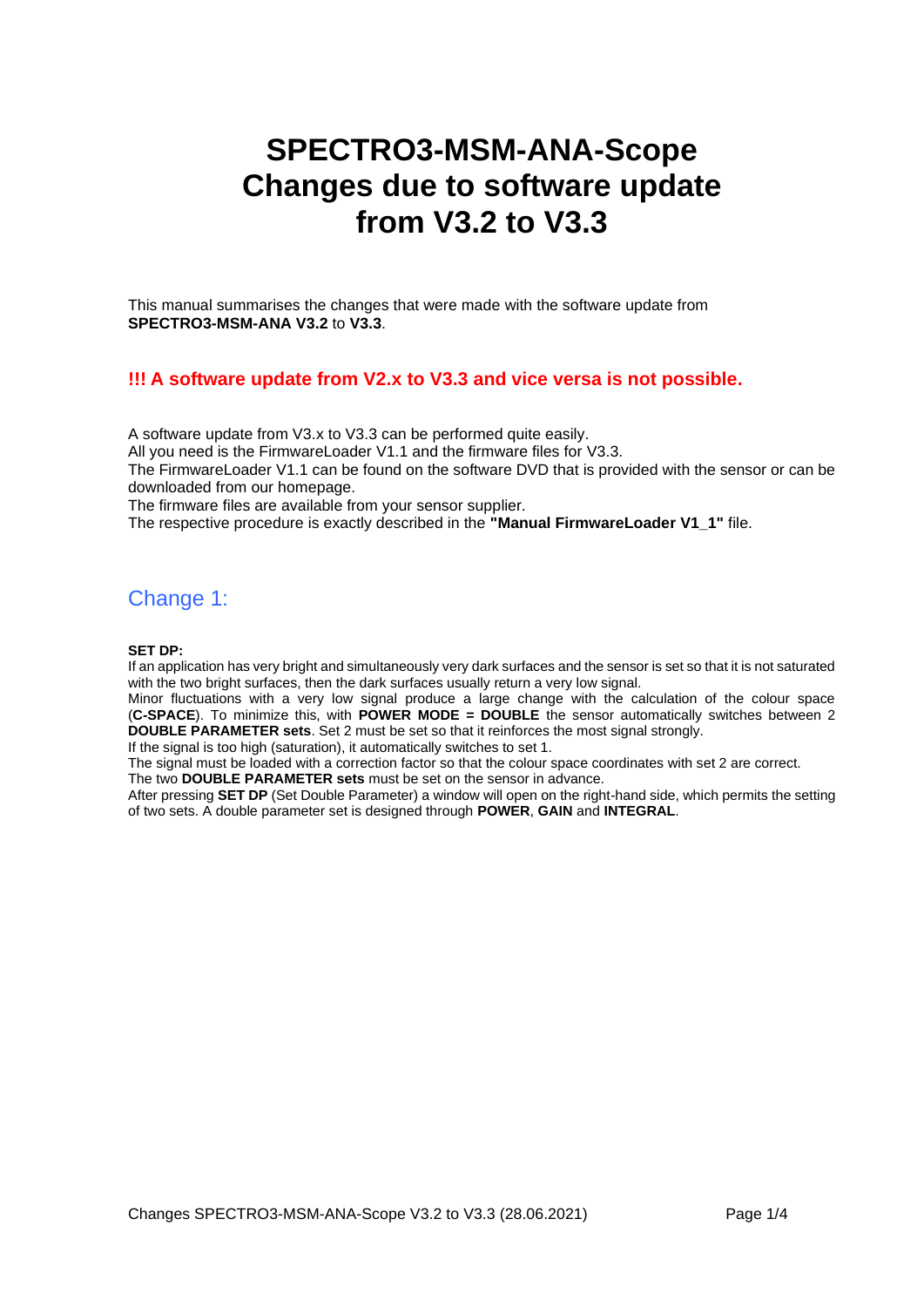# SPECTRO3-MSM-ANA-Scope Changes due to software update from V3.2 to V3.3

This manual summarises the changes that were made with the software update from **SPECTRO3-MSM-ANA V3.2** to **V3.3**.

**!!! A software update from V2.x to V3.3 and vice versa is not possible.**

A software update from V3.x to V3.3 can be performed quite easily.
All you need is the FirmwareLoader V1.1 and the firmware files for V3.3.
The FirmwareLoader V1.1 can be found on the software DVD that is provided with the sensor or can be downloaded from our homepage.
The firmware files are available from your sensor supplier.
The respective procedure is exactly described in the **"Manual FirmwareLoader V1_1"** file.

## Change 1:

**SET DP:**

If an application has very bright and simultaneously very dark surfaces and the sensor is set so that it is not saturated with the two bright surfaces, then the dark surfaces usually return a very low signal.
Minor fluctuations with a very low signal produce a large change with the calculation of the colour space (**C-SPACE**). To minimize this, with **POWER MODE = DOUBLE** the sensor automatically switches between 2 **DOUBLE PARAMETER sets**. Set 2 must be set so that it reinforces the most signal strongly.
If the signal is too high (saturation), it automatically switches to set 1.
The signal must be loaded with a correction factor so that the colour space coordinates with set 2 are correct.
The two **DOUBLE PARAMETER sets** must be set on the sensor in advance.
After pressing **SET DP** (Set Double Parameter) a window will open on the right-hand side, which permits the setting of two sets. A double parameter set is designed through **POWER**, **GAIN** and **INTEGRAL**.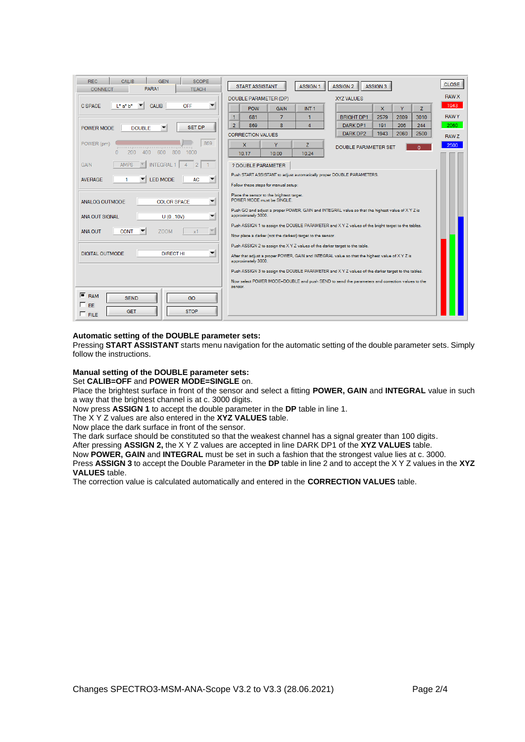**Automatic setting of the DOUBLE parameter sets:**
Pressing **START ASSISTANT** starts menu navigation for the automatic setting of the double parameter sets. Simply follow the instructions.

**Manual setting of the DOUBLE parameter sets:**
Set **CALIB=OFF** and **POWER MODE=SINGLE** on.
Place the brightest surface in front of the sensor and select a fitting **POWER, GAIN** and **INTEGRAL** value in such a way that the brightest channel is at c. 3000 digits.
Now press **ASSIGN 1** to accept the double parameter in the **DP** table in line 1.
The X Y Z values are also entered in the **XYZ VALUES** table.
Now place the dark surface in front of the sensor.
The dark surface should be constituted so that the weakest channel has a signal greater than 100 digits.
After pressing **ASSIGN 2,** the X Y Z values are accepted in line DARK DP1 of the **XYZ VALUES** table.
Now **POWER, GAIN** and **INTEGRAL** must be set in such a fashion that the strongest value lies at c. 3000.
Press **ASSIGN 3** to accept the Double Parameter in the **DP** table in line 2 and to accept the X Y Z values in the **XYZ VALUES** table.
The correction value is calculated automatically and entered in the **CORRECTION VALUES** table.

Changes SPECTRO3-MSM-ANA-Scope V3.2 to V3.3 (28.06.2021)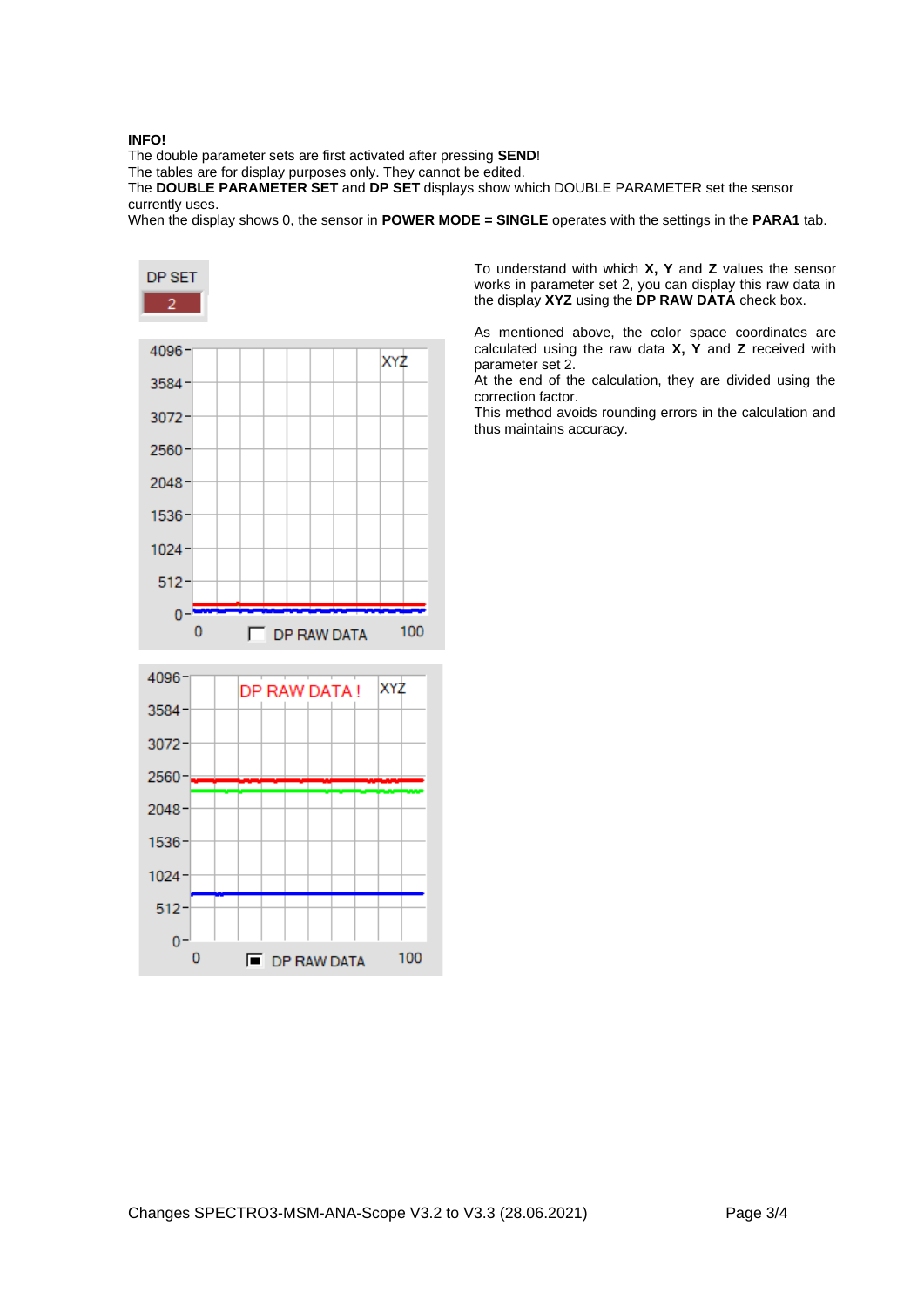**INFO!**
The double parameter sets are first activated after pressing **SEND**!
The tables are for display purposes only. They cannot be edited.
The **DOUBLE PARAMETER SET** and **DP SET** displays show which DOUBLE PARAMETER set the sensor currently uses.
When the display shows 0, the sensor in **POWER MODE = SINGLE** operates with the settings in the **PARA1** tab.

To understand with which **X, Y** and **Z** values the sensor works in parameter set 2, you can display this raw data in the display **XYZ** using the **DP RAW DATA** check box.

As mentioned above, the color space coordinates are calculated using the raw data **X, Y** and **Z** received with parameter set 2.
At the end of the calculation, they are divided using the correction factor.
This method avoids rounding errors in the calculation and thus maintains accuracy.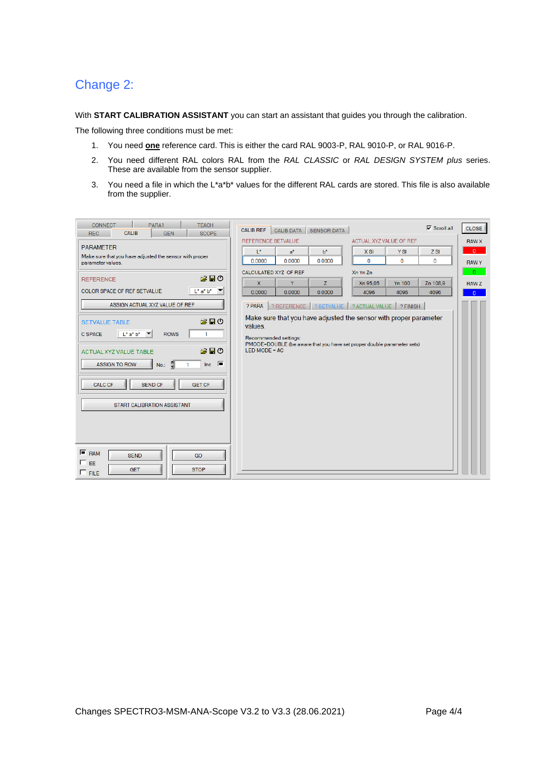# Change 2:

With **START CALIBRATION ASSISTANT** you can start an assistant that guides you through the calibration.

The following three conditions must be met:

1. You need **one** reference card. This is either the card RAL 9003-P, RAL 9010-P, or RAL 9016-P.
2. You need different RAL colors RAL from the *RAL CLASSIC* or *RAL DESIGN SYSTEM plus* series. These are available from the sensor supplier.
3. You need a file in which the L\*a\*b\* values for the different RAL cards are stored. This file is also available from the supplier.